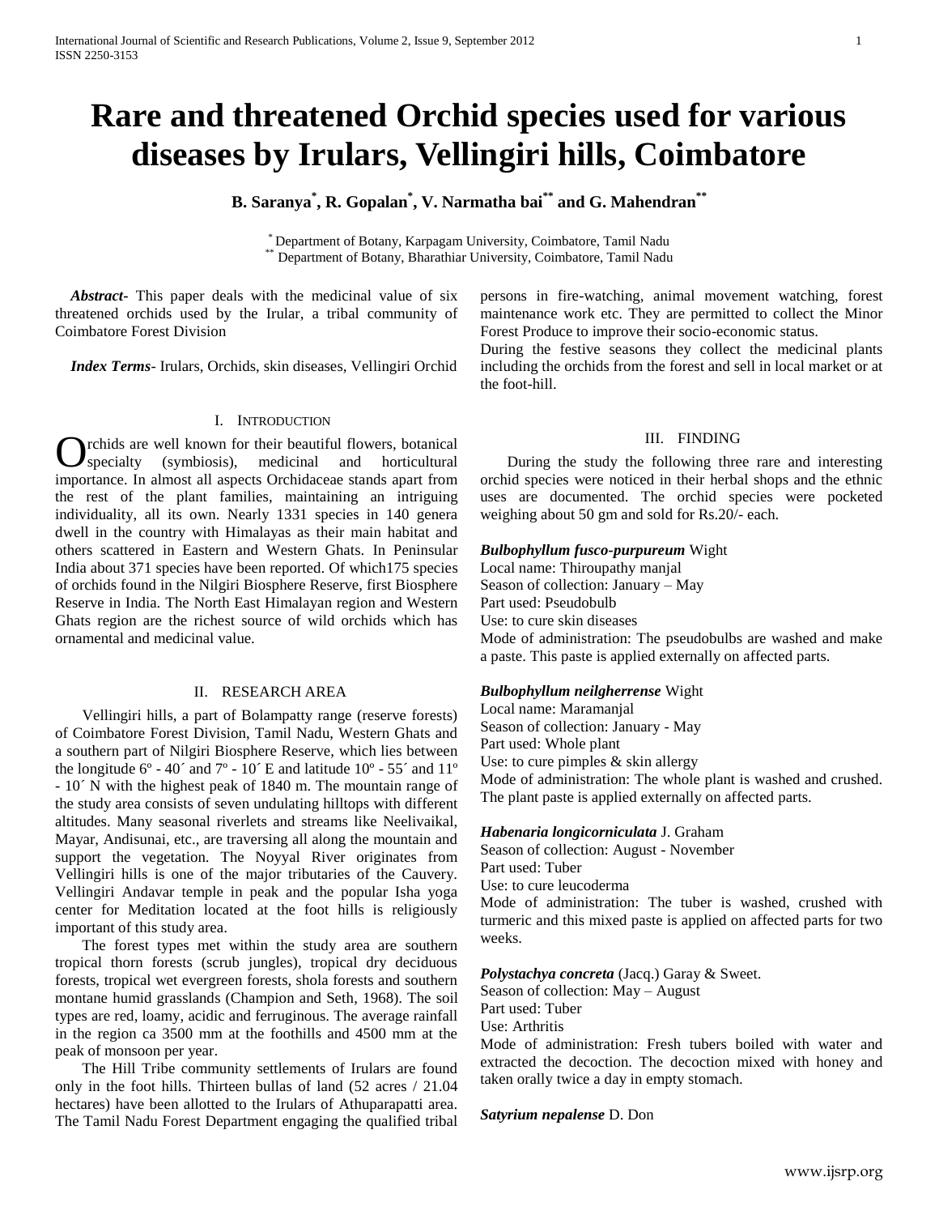# Rare and threatened Orchid species used for various diseases by Irulars, Vellingiri hills, Coimbatore

**B. Saranya[*], R. Gopalan[*], V. Narmatha bai[**] and G. Mahendran[**]**

[*] Department of Botany, Karpagam University, Coimbatore, Tamil Nadu
[**] Department of Botany, Bharathiar University, Coimbatore, Tamil Nadu

***Abstract***- This paper deals with the medicinal value of six threatened orchids used by the Irular, a tribal community of Coimbatore Forest Division

***Index Terms***- Irulars, Orchids, skin diseases, Vellingiri Orchid

## I. Introduction

Orchids are well known for their beautiful flowers, botanical specialty (symbiosis), medicinal and horticultural importance. In almost all aspects Orchidaceae stands apart from the rest of the plant families, maintaining an intriguing individuality, all its own. Nearly 1331 species in 140 genera dwell in the country with Himalayas as their main habitat and others scattered in Eastern and Western Ghats. In Peninsular India about 371 species have been reported. Of which175 species of orchids found in the Nilgiri Biosphere Reserve, first Biosphere Reserve in India. The North East Himalayan region and Western Ghats region are the richest source of wild orchids which has ornamental and medicinal value.

## II. Research Area

Vellingiri hills, a part of Bolampatty range (reserve forests) of Coimbatore Forest Division, Tamil Nadu, Western Ghats and a southern part of Nilgiri Biosphere Reserve, which lies between the longitude 6º - 40´ and 7º - 10´ E and latitude 10º - 55´ and 11º - 10´ N with the highest peak of 1840 m. The mountain range of the study area consists of seven undulating hilltops with different altitudes. Many seasonal riverlets and streams like Neelivaikal, Mayar, Andisunai, etc., are traversing all along the mountain and support the vegetation. The Noyyal River originates from Vellingiri hills is one of the major tributaries of the Cauvery. Vellingiri Andavar temple in peak and the popular Isha yoga center for Meditation located at the foot hills is religiously important of this study area.

The forest types met within the study area are southern tropical thorn forests (scrub jungles), tropical dry deciduous forests, tropical wet evergreen forests, shola forests and southern montane humid grasslands (Champion and Seth, 1968). The soil types are red, loamy, acidic and ferruginous. The average rainfall in the region ca 3500 mm at the foothills and 4500 mm at the peak of monsoon per year.

The Hill Tribe community settlements of Irulars are found only in the foot hills. Thirteen bullas of land (52 acres / 21.04 hectares) have been allotted to the Irulars of Athuparapatti area. The Tamil Nadu Forest Department engaging the qualified tribal persons in fire-watching, animal movement watching, forest maintenance work etc. They are permitted to collect the Minor Forest Produce to improve their socio-economic status.

During the festive seasons they collect the medicinal plants including the orchids from the forest and sell in local market or at the foot-hill.

## III. Finding

During the study the following three rare and interesting orchid species were noticed in their herbal shops and the ethnic uses are documented. The orchid species were pocketed weighing about 50 gm and sold for Rs.20/- each.

***Bulbophyllum fusco-purpureum*** Wight
Local name: Thiroupathy manjal
Season of collection: January – May
Part used: Pseudobulb
Use: to cure skin diseases
Mode of administration: The pseudobulbs are washed and make a paste. This paste is applied externally on affected parts.

***Bulbophyllum neilgherrense*** Wight
Local name: Maramanjal
Season of collection: January - May
Part used: Whole plant
Use: to cure pimples & skin allergy
Mode of administration: The whole plant is washed and crushed. The plant paste is applied externally on affected parts.

***Habenaria longicorniculata*** J. Graham
Season of collection: August - November
Part used: Tuber
Use: to cure leucoderma
Mode of administration: The tuber is washed, crushed with turmeric and this mixed paste is applied on affected parts for two weeks.

***Polystachya concreta*** (Jacq.) Garay & Sweet.
Season of collection: May – August
Part used: Tuber
Use: Arthritis
Mode of administration: Fresh tubers boiled with water and extracted the decoction. The decoction mixed with honey and taken orally twice a day in empty stomach.

***Satyrium nepalense*** D. Don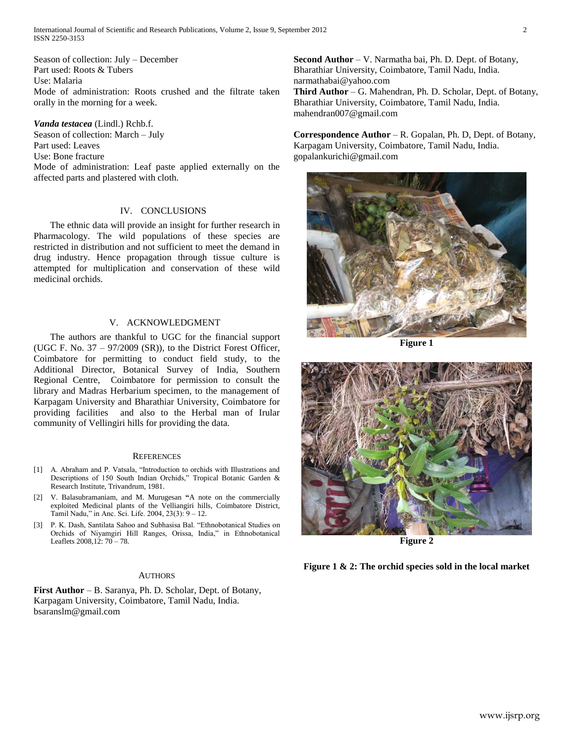Season of collection: July – December
Part used: Roots & Tubers
Use: Malaria
Mode of administration: Roots crushed and the filtrate taken orally in the morning for a week.

***Vanda testacea*** (Lindl.) Rchb.f.
Season of collection: March – July
Part used: Leaves
Use: Bone fracture
Mode of administration: Leaf paste applied externally on the affected parts and plastered with cloth.

## IV. CONCLUSIONS

The ethnic data will provide an insight for further research in Pharmacology. The wild populations of these species are restricted in distribution and not sufficient to meet the demand in drug industry. Hence propagation through tissue culture is attempted for multiplication and conservation of these wild medicinal orchids.

## V. ACKNOWLEDGMENT

The authors are thankful to UGC for the financial support (UGC F. No. 37 – 97/2009 (SR)), to the District Forest Officer, Coimbatore for permitting to conduct field study, to the Additional Director, Botanical Survey of India, Southern Regional Centre, Coimbatore for permission to consult the library and Madras Herbarium specimen, to the management of Karpagam University and Bharathiar University, Coimbatore for providing facilities and also to the Herbal man of Irular community of Vellingiri hills for providing the data.

## REFERENCES

[1] A. Abraham and P. Vatsala, "Introduction to orchids with Illustrations and Descriptions of 150 South Indian Orchids," Tropical Botanic Garden & Research Institute, Trivandrum, 1981.

[2] V. Balasubramaniam, and M. Murugesan "A note on the commercially exploited Medicinal plants of the Velliangiri hills, Coimbatore District, Tamil Nadu," in Anc. Sci. Life. 2004, 23(3): 9 – 12.

[3] P. K. Dash, Santilata Sahoo and Subhasisa Bal. "Ethnobotanical Studies on Orchids of Niyamgiri Hill Ranges, Orissa, India," in Ethnobotanical Leaflets 2008,12: 70 – 78.

## AUTHORS

**First Author** – B. Saranya, Ph. D. Scholar, Dept. of Botany, Karpagam University, Coimbatore, Tamil Nadu, India. bsaranslm@gmail.com

**Second Author** – V. Narmatha bai, Ph. D. Dept. of Botany, Bharathiar University, Coimbatore, Tamil Nadu, India. narmathabai@yahoo.com

**Third Author** – G. Mahendran, Ph. D. Scholar, Dept. of Botany, Bharathiar University, Coimbatore, Tamil Nadu, India. mahendran007@gmail.com

**Correspondence Author** – R. Gopalan, Ph. D, Dept. of Botany, Karpagam University, Coimbatore, Tamil Nadu, India. gopalankurichi@gmail.com

**Figure 1**

**Figure 2**

**Figure 1 & 2: The orchid species sold in the local market**